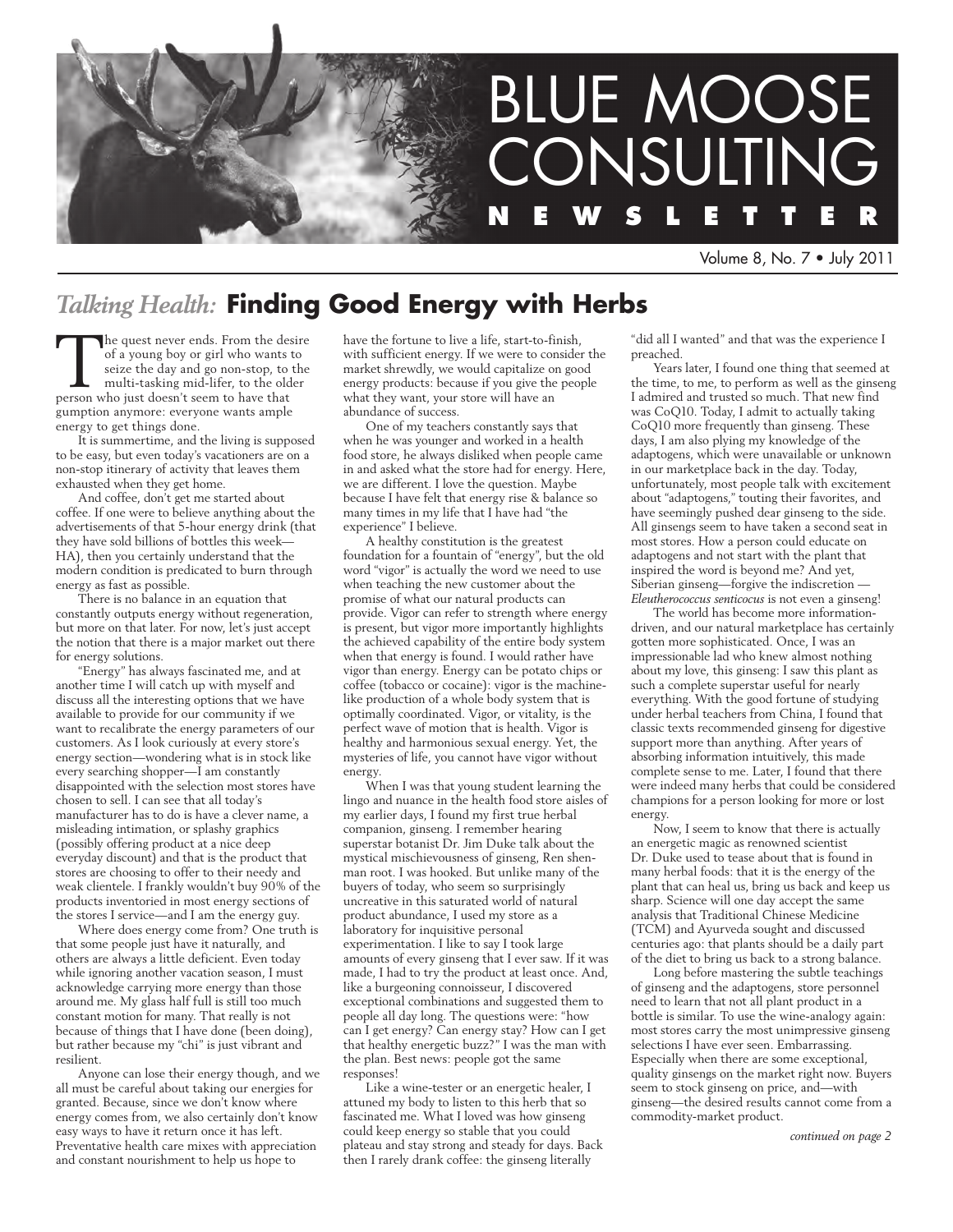# BLUE MOOSE CONSULTING NEWSLETTER

Volume 8, No. 7 • July 2011

## *Talking Health:* Finding Good Energy with Herbs

The quest never ends. From the desire of a young boy or girl who wants to seize the day and go non-stop, to the multi-tasking mid-lifer, to the older person who just doesn't seem to have that gumption anymore: everyone wants ample energy to get things done.

It is summertime, and the living is supposed to be easy, but even today's vacationers are on a non-stop itinerary of activity that leaves them exhausted when they get home.

And coffee, don't get me started about coffee. If one were to believe anything about the advertisements of that 5-hour energy drink (that they have sold billions of bottles this week—HA), then you certainly understand that the modern condition is predicated to burn through energy as fast as possible.

There is no balance in an equation that constantly outputs energy without regeneration, but more on that later. For now, let's just accept the notion that there is a major market out there for energy solutions.

"Energy" has always fascinated me, and at another time I will catch up with myself and discuss all the interesting options that we have available to provide for our community if we want to recalibrate the energy parameters of our customers. As I look curiously at every store's energy section—wondering what is in stock like every searching shopper—I am constantly disappointed with the selection most stores have chosen to sell. I can see that all today's manufacturer has to do is have a clever name, a misleading intimation, or splashy graphics (possibly offering product at a nice deep everyday discount) and that is the product that stores are choosing to offer to their needy and weak clientele. I frankly wouldn't buy 90% of the products inventoried in most energy sections of the stores I service—and I am the energy guy.

Where does energy come from? One truth is that some people just have it naturally, and others are always a little deficient. Even today while ignoring another vacation season, I must acknowledge carrying more energy than those around me. My glass half full is still too much constant motion for many. That really is not because of things that I have done (been doing), but rather because my "chi" is just vibrant and resilient.

Anyone can lose their energy though, and we all must be careful about taking our energies for granted. Because, since we don't know where energy comes from, we also certainly don't know easy ways to have it return once it has left. Preventative health care mixes with appreciation and constant nourishment to help us hope to have the fortune to live a life, start-to-finish, with sufficient energy. If we were to consider the market shrewdly, we would capitalize on good energy products: because if you give the people what they want, your store will have an abundance of success.

One of my teachers constantly says that when he was younger and worked in a health food store, he always disliked when people came in and asked what the store had for energy. Here, we are different. I love the question. Maybe because I have felt that energy rise & balance so many times in my life that I have had "the experience" I believe.

A healthy constitution is the greatest foundation for a fountain of "energy", but the old word "vigor" is actually the word we need to use when teaching the new customer about the promise of what our natural products can provide. Vigor can refer to strength where energy is present, but vigor more importantly highlights the achieved capability of the entire body system when that energy is found. I would rather have vigor than energy. Energy can be potato chips or coffee (tobacco or cocaine): vigor is the machine-like production of a whole body system that is optimally coordinated. Vigor, or vitality, is the perfect wave of motion that is health. Vigor is healthy and harmonious sexual energy. Yet, the mysteries of life, you cannot have vigor without energy.

When I was that young student learning the lingo and nuance in the health food store aisles of my earlier days, I found my first true herbal companion, ginseng. I remember hearing superstar botanist Dr. Jim Duke talk about the mystical mischievousness of ginseng, Ren shen-man root. I was hooked. But unlike many of the buyers of today, who seem so surprisingly uncreative in this saturated world of natural product abundance, I used my store as a laboratory for inquisitive personal experimentation. I like to say I took large amounts of every ginseng that I ever saw. If it was made, I had to try the product at least once. And, like a burgeoning connoisseur, I discovered exceptional combinations and suggested them to people all day long. The questions were: "how can I get energy? Can energy stay? How can I get that healthy energetic buzz?" I was the man with the plan. Best news: people got the same responses!

Like a wine-tester or an energetic healer, I attuned my body to listen to this herb that so fascinated me. What I loved was how ginseng could keep energy so stable that you could plateau and stay strong and steady for days. Back then I rarely drank coffee: the ginseng literally "did all I wanted" and that was the experience I preached.

Years later, I found one thing that seemed at the time, to me, to perform as well as the ginseng I admired and trusted so much. That new find was CoQ10. Today, I admit to actually taking CoQ10 more frequently than ginseng. These days, I am also plying my knowledge of the adaptogens, which were unavailable or unknown in our marketplace back in the day. Today, unfortunately, most people talk with excitement about "adaptogens," touting their favorites, and have seemingly pushed dear ginseng to the side. All ginsengs seem to have taken a second seat in most stores. How a person could educate on adaptogens and not start with the plant that inspired the word is beyond me? And yet, Siberian ginseng—forgive the indiscretion —*Eleutherococcus senticocus* is not even a ginseng!

The world has become more information-driven, and our natural marketplace has certainly gotten more sophisticated. Once, I was an impressionable lad who knew almost nothing about my love, this ginseng: I saw this plant as such a complete superstar useful for nearly everything. With the good fortune of studying under herbal teachers from China, I found that classic texts recommended ginseng for digestive support more than anything. After years of absorbing information intuitively, this made complete sense to me. Later, I found that there were indeed many herbs that could be considered champions for a person looking for more or lost energy.

Now, I seem to know that there is actually an energetic magic as renowned scientist Dr. Duke used to tease about that is found in many herbal foods: that it is the energy of the plant that can heal us, bring us back and keep us sharp. Science will one day accept the same analysis that Traditional Chinese Medicine (TCM) and Ayurveda sought and discussed centuries ago: that plants should be a daily part of the diet to bring us back to a strong balance.

Long before mastering the subtle teachings of ginseng and the adaptogens, store personnel need to learn that not all plant product in a bottle is similar. To use the wine-analogy again: most stores carry the most unimpressive ginseng selections I have ever seen. Embarrassing. Especially when there are some exceptional, quality ginsengs on the market right now. Buyers seem to stock ginseng on price, and—with ginseng—the desired results cannot come from a commodity-market product.

*continued on page 2*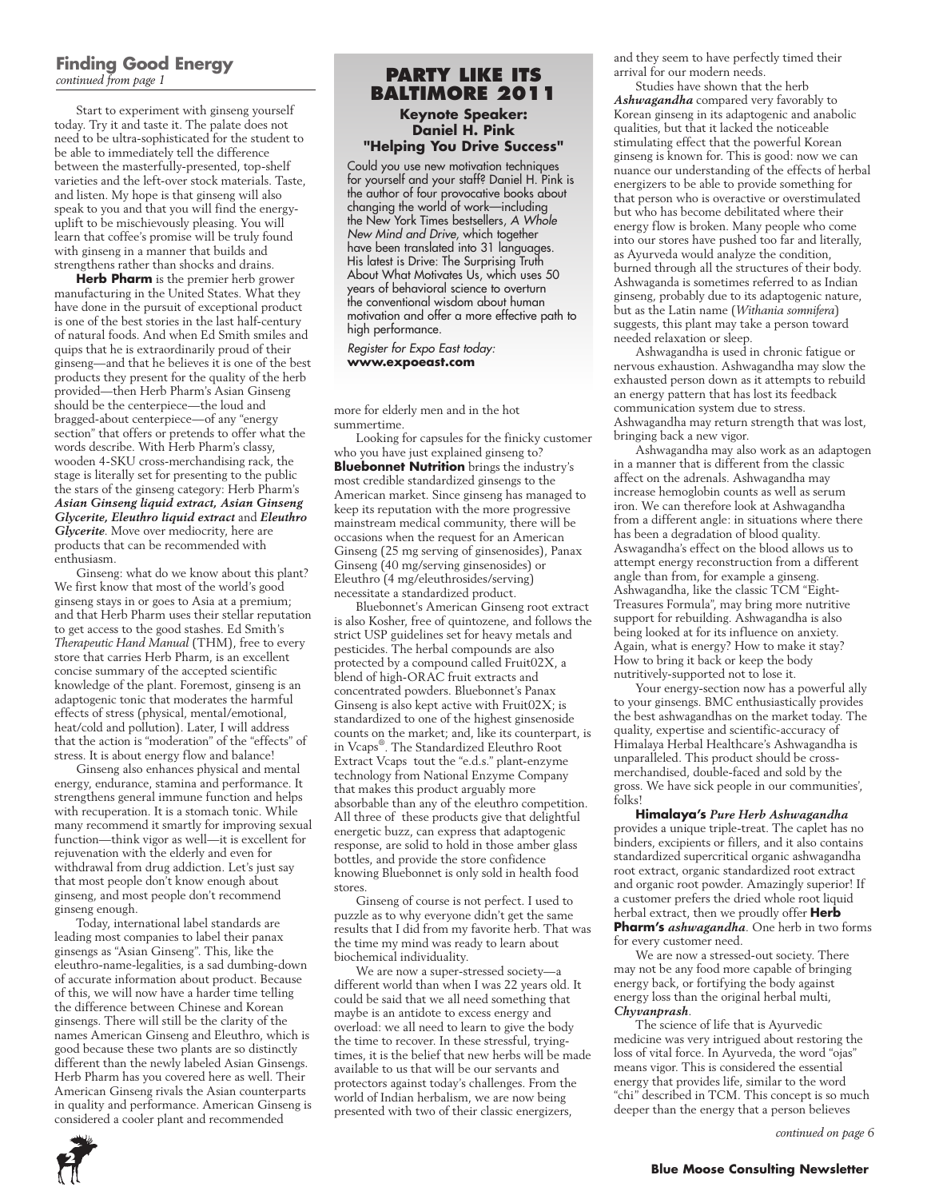## Finding Good Energy

*continued from page 1*

Start to experiment with ginseng yourself today. Try it and taste it. The palate does not need to be ultra-sophisticated for the student to be able to immediately tell the difference between the masterfully-presented, top-shelf varieties and the left-over stock materials. Taste, and listen. My hope is that ginseng will also speak to you and that you will find the energy-uplift to be mischievously pleasing. You will learn that coffee's promise will be truly found with ginseng in a manner that builds and strengthens rather than shocks and drains.

**Herb Pharm** is the premier herb grower manufacturing in the United States. What they have done in the pursuit of exceptional product is one of the best stories in the last half-century of natural foods. And when Ed Smith smiles and quips that he is extraordinarily proud of their ginseng—and that he believes it is one of the best products they present for the quality of the herb provided—then Herb Pharm's Asian Ginseng should be the centerpiece—the loud and bragged-about centerpiece—of any "energy section" that offers or pretends to offer what the words describe. With Herb Pharm's classy, wooden 4-SKU cross-merchandising rack, the stage is literally set for presenting to the public the stars of the ginseng category: Herb Pharm's ***Asian Ginseng liquid extract, Asian Ginseng Glycerite, Eleuthro liquid extract*** and ***Eleuthro Glycerite***. Move over mediocrity, here are products that can be recommended with enthusiasm.

Ginseng: what do we know about this plant? We first know that most of the world's good ginseng stays in or goes to Asia at a premium; and that Herb Pharm uses their stellar reputation to get access to the good stashes. Ed Smith's *Therapeutic Hand Manual* (THM), free to every store that carries Herb Pharm, is an excellent concise summary of the accepted scientific knowledge of the plant. Foremost, ginseng is an adaptogenic tonic that moderates the harmful effects of stress (physical, mental/emotional, heat/cold and pollution). Later, I will address that the action is "moderation" of the "effects" of stress. It is about energy flow and balance!

Ginseng also enhances physical and mental energy, endurance, stamina and performance. It strengthens general immune function and helps with recuperation. It is a stomach tonic. While many recommend it smartly for improving sexual function—think vigor as well—it is excellent for rejuvenation with the elderly and even for withdrawal from drug addiction. Let's just say that most people don't know enough about ginseng, and most people don't recommend ginseng enough.

Today, international label standards are leading most companies to label their panax ginsengs as "Asian Ginseng". This, like the eleuthro-name-legalities, is a sad dumbing-down of accurate information about product. Because of this, we will now have a harder time telling the difference between Chinese and Korean ginsengs. There will still be the clarity of the names American Ginseng and Eleuthro, which is good because these two plants are so distinctly different than the newly labeled Asian Ginsengs. Herb Pharm has you covered here as well. Their American Ginseng rivals the Asian counterparts in quality and performance. American Ginseng is considered a cooler plant and recommended more for elderly men and in the hot summertime.

Looking for capsules for the finicky customer who you have just explained ginseng to? **Bluebonnet Nutrition** brings the industry's most credible standardized ginsengs to the American market. Since ginseng has managed to keep its reputation with the more progressive mainstream medical community, there will be occasions when the request for an American Ginseng (25 mg serving of ginsenosides), Panax Ginseng (40 mg/serving ginsenosides) or Eleuthro (4 mg/eleuthrosides/serving) necessitate a standardized product.

Bluebonnet's American Ginseng root extract is also Kosher, free of quintozene, and follows the strict USP guidelines set for heavy metals and pesticides. The herbal compounds are also protected by a compound called Fruit02X, a blend of high-ORAC fruit extracts and concentrated powders. Bluebonnet's Panax Ginseng is also kept active with Fruit02X; is standardized to one of the highest ginsenoside counts on the market; and, like its counterpart, is in Vcaps®. The Standardized Eleuthro Root Extract Vcaps tout the "e.d.s." plant-enzyme technology from National Enzyme Company that makes this product arguably more absorbable than any of the eleuthro competition. All three of these products give that delightful energetic buzz, can express that adaptogenic response, are solid to hold in those amber glass bottles, and provide the store confidence knowing Bluebonnet is only sold in health food stores.

Ginseng of course is not perfect. I used to puzzle as to why everyone didn't get the same results that I did from my favorite herb. That was the time my mind was ready to learn about biochemical individuality.

We are now a super-stressed society—a different world than when I was 22 years old. It could be said that we all need something that maybe is an antidote to excess energy and overload: we all need to learn to give the body the time to recover. In these stressful, trying-times, it is the belief that new herbs will be made available to us that will be our servants and protectors against today's challenges. From the world of Indian herbalism, we are now being presented with two of their classic energizers, and they seem to have perfectly timed their arrival for our modern needs.

Studies have shown that the herb ***Ashwagandha*** compared very favorably to Korean ginseng in its adaptogenic and anabolic qualities, but that it lacked the noticeable stimulating effect that the powerful Korean ginseng is known for. This is good: now we can nuance our understanding of the effects of herbal energizers to be able to provide something for that person who is overactive or overstimulated but who has become debilitated where their energy flow is broken. Many people who come into our stores have pushed too far and literally, as Ayurveda would analyze the condition, burned through all the structures of their body. Ashwaganda is sometimes referred to as Indian ginseng, probably due to its adaptogenic nature, but as the Latin name (*Withania somnifera*) suggests, this plant may take a person toward needed relaxation or sleep.

Ashwagandha is used in chronic fatigue or nervous exhaustion. Ashwagandha may slow the exhausted person down as it attempts to rebuild an energy pattern that has lost its feedback communication system due to stress. Ashwagandha may return strength that was lost, bringing back a new vigor.

Ashwagandha may also work as an adaptogen in a manner that is different from the classic affect on the adrenals. Ashwagandha may increase hemoglobin counts as well as serum iron. We can therefore look at Ashwagandha from a different angle: in situations where there has been a degradation of blood quality. Aswagandha's effect on the blood allows us to attempt energy reconstruction from a different angle than from, for example a ginseng. Ashwagandha, like the classic TCM "Eight-Treasures Formula", may bring more nutritive support for rebuilding. Ashwagandha is also being looked at for its influence on anxiety. Again, what is energy? How to make it stay? How to bring it back or keep the body nutritively-supported not to lose it.

Your energy-section now has a powerful ally to your ginsengs. BMC enthusiastically provides the best ashwagandhas on the market today. The quality, expertise and scientific-accuracy of Himalaya Herbal Healthcare's Ashwagandha is unparalleled. This product should be cross-merchandised, double-faced and sold by the gross. We have sick people in our communities', folks!

**Himalaya's** ***Pure Herb Ashwagandha*** provides a unique triple-treat. The caplet has no binders, excipients or fillers, and it also contains standardized supercritical organic ashwagandha root extract, organic standardized root extract and organic root powder. Amazingly superior! If a customer prefers the dried whole root liquid herbal extract, then we proudly offer **Herb Pharm's** ***ashwagandha***. One herb in two forms for every customer need.

We are now a stressed-out society. There may not be any food more capable of bringing energy back, or fortifying the body against energy loss than the original herbal multi, ***Chyvanprash***.

The science of life that is Ayurvedic medicine was very intrigued about restoring the loss of vital force. In Ayurveda, the word "ojas" means vigor. This is considered the essential energy that provides life, similar to the word "chi" described in TCM. This concept is so much deeper than the energy that a person believes

*continued on page 6*

---

## PARTY LIKE ITS BALTIMORE 2011

### Keynote Speaker: Daniel H. Pink "Helping You Drive Success"

Could you use new motivation techniques for yourself and your staff? Daniel H. Pink is the author of four provocative books about changing the world of work—including the New York Times bestsellers, *A Whole New Mind and Drive,* which together have been translated into 31 languages. His latest is Drive: The Surprising Truth About What Motivates Us, which uses 50 years of behavioral science to overturn the conventional wisdom about human motivation and offer a more effective path to high performance.

*Register for Expo East today:*
**www.expoeast.com**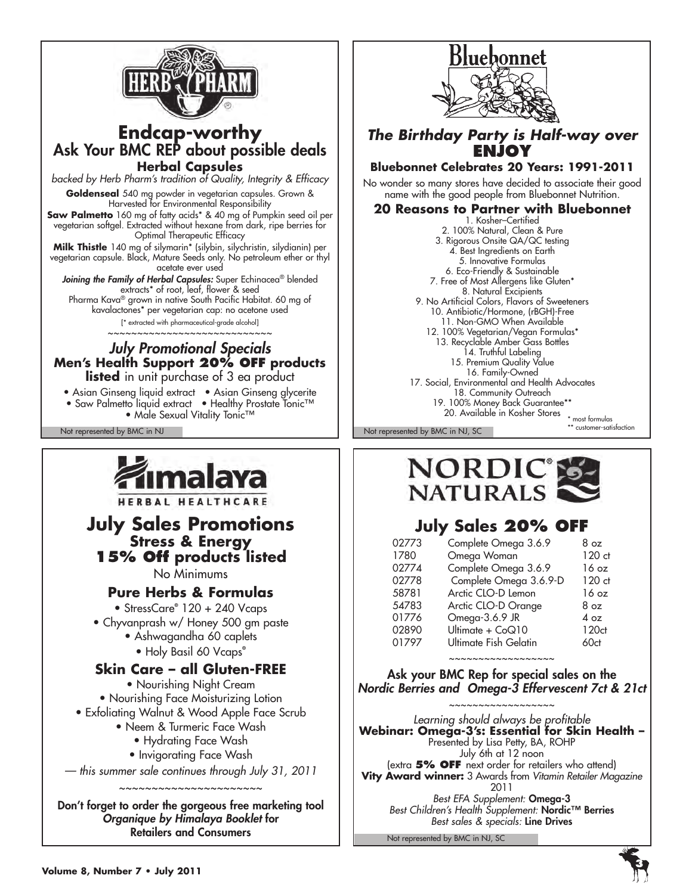## HERB PHARM

# Endcap-worthy

## Ask Your BMC REP about possible deals

### Herbal Capsules

*backed by Herb Pharm's tradition of Quality, Integrity & Efficacy*

**Goldenseal** 540 mg powder in vegetarian capsules. Grown & Harvested for Environmental Responsibility

**Saw Palmetto** 160 mg of fatty acids* & 40 mg of Pumpkin seed oil per vegetarian softgel. Extracted without hexane from dark, ripe berries for Optimal Therapeutic Efficacy

**Milk Thistle** 140 mg of silymarin* (silybin, silychristin, silydianin) per vegetarian capsule. Black, Mature Seeds only. No petroleum ether or thyl acetate ever used

***Joining the Family of Herbal Capsules:*** Super Echinacea® blended extracts* of root, leaf, flower & seed

Pharma Kava® grown in native South Pacific Habitat. 60 mg of kavalactones* per vegetarian cap: no acetone used

[* extracted with pharmaceutical-grade alcohol]

~~~~~~~~~~~~~~~~~~~~~~~~~~~~

### *July Promotional Specials*

**Men's Health Support 20% OFF products listed** in unit purchase of 3 ea product

- Asian Ginseng liquid extract
- Asian Ginseng glycerite
- Saw Palmetto liquid extract
- Healthy Prostate Tonic™
- Male Sexual Vitality Tonic™

Not represented by BMC in NJ

---

## Bluebonnet

### *The Birthday Party is Half-way over* ENJOY

**Bluebonnet Celebrates 20 Years: 1991-2011**

No wonder so many stores have decided to associate their good name with the good people from Bluebonnet Nutrition.

### 20 Reasons to Partner with Bluebonnet

1. Kosher–Certified
2. 100% Natural, Clean & Pure
3. Rigorous Onsite QA/QC testing
4. Best Ingredients on Earth
5. Innovative Formulas
6. Eco-Friendly & Sustainable
7. Free of Most Allergens like Gluten*
8. Natural Excipients
9. No Artificial Colors, Flavors of Sweeteners
10. Antibiotic/Hormone, (rBGH)-Free
11. Non-GMO When Available
12. 100% Vegetarian/Vegan Formulas*
13. Recyclable Amber Gass Bottles
14. Truthful Labeling
15. Premium Quality Value
16. Family-Owned
17. Social, Environmental and Health Advocates
18. Community Outreach
19. 100% Money Back Guarantee**
20. Available in Kosher Stores

\* most formulas
\*\* customer-satisfaction

Not represented by BMC in NJ, SC

---

## Himalaya HERBAL HEALTHCARE

# July Sales Promotions

## Stress & Energy 15% Off products listed

No Minimums

### Pure Herbs & Formulas

- StressCare® 120 + 240 Vcaps
- Chyvanprash w/ Honey 500 gm paste
- Ashwagandha 60 caplets
- Holy Basil 60 Vcaps®

### Skin Care – all Gluten-FREE

- Nourishing Night Cream
- Nourishing Face Moisturizing Lotion
- Exfoliating Walnut & Wood Apple Face Scrub
- Neem & Turmeric Face Wash
- Hydrating Face Wash
- Invigorating Face Wash

*— this summer sale continues through July 31, 2011*

~~~~~~~~~~~~~~~~~~~~~~~~

**Don't forget to order the gorgeous free marketing tool *Organique by Himalaya Booklet* for Retailers and Consumers**

---

## NORDIC NATURALS

# July Sales 20% OFF

| | | |
|---|---|---|
| 02773 | Complete Omega 3.6.9 | 8 oz |
| 1780 | Omega Woman | 120 ct |
| 02774 | Complete Omega 3.6.9 | 16 oz |
| 02778 | Complete Omega 3.6.9-D | 120 ct |
| 58781 | Arctic CLO-D Lemon | 16 oz |
| 54783 | Arctic CLO-D Orange | 8 oz |
| 01776 | Omega-3.6.9 JR | 4 oz |
| 02890 | Ultimate + CoQ10 | 120ct |
| 01797 | Ultimate Fish Gelatin | 60ct |

~~~~~~~~~~~~~~~~~~

**Ask your BMC Rep for special sales on the *Nordic Berries and Omega-3 Effervescent 7ct & 21ct***

~~~~~~~~~~~~~~~~~~

*Learning should always be profitable*

**Webinar: Omega-3's: Essential for Skin Health –**
Presented by Lisa Petty, BA, ROHP
July 6th at 12 noon
(extra **5% OFF** next order for retailers who attend)

**Vity Award winner:** 3 Awards from *Vitamin Retailer Magazine* 2011

*Best EFA Supplement:* **Omega-3**
*Best Children's Health Supplement:* **Nordic™ Berries**
*Best sales & specials:* **Line Drives**

Not represented by BMC in NJ, SC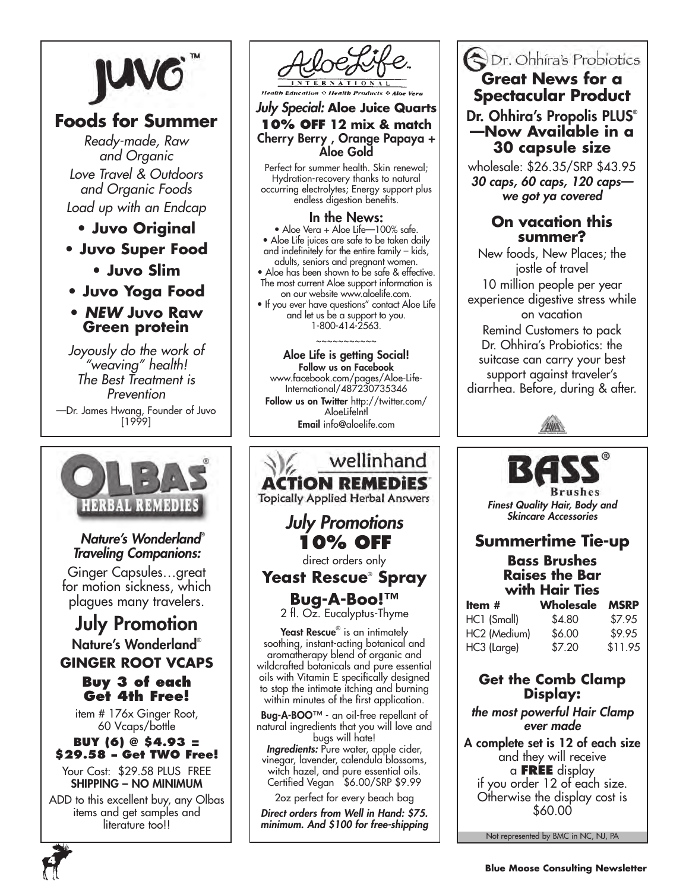# JUVO™

## Foods for Summer

*Ready-made, Raw and Organic*

*Love Travel & Outdoors and Organic Foods*

*Load up with an Endcap*

- **Juvo Original**
- **Juvo Super Food**
- **Juvo Slim**
- **Juvo Yoga Food**
- ***NEW* Juvo Raw Green protein**

*Joyously do the work of "weaving" health! The Best Treatment is Prevention*

—Dr. James Hwang, Founder of Juvo [1999]

# AloeLife INTERNATIONAL

Health Education ❖ Health Products ❖ Aloe Vera

### *July Special:* Aloe Juice Quarts

**10% OFF 12 mix & match**

**Cherry Berry , Orange Papaya + Aloe Gold**

Perfect for summer health. Skin renewal; Hydration-recovery thanks to natural occurring electrolytes; Energy support plus endless digestion benefits.

### In the News:

- Aloe Vera + Aloe Life—100% safe.
- Aloe Life juices are safe to be taken daily and indefinitely for the entire family – kids, adults, seniors and pregnant women.
- Aloe has been shown to be safe & effective. The most current Aloe support information is on our website www.aloelife.com.
- If you ever have questions" contact Aloe Life and let us be a support to you. 1-800-414-2563.

~~~~~~~~~~~

**Aloe Life is getting Social!**

**Follow us on Facebook** www.facebook.com/pages/Aloe-Life-International/487230735346

**Follow us on Twitter** http://twitter.com/AloeLifeIntl

**Email** info@aloelife.com

# Dr. Ohhira's Probiotics

## Great News for a Spectacular Product

### Dr. Ohhira's Propolis PLUS® —Now Available in a 30 capsule size

wholesale: $26.35/SRP $43.95

***30 caps, 60 caps, 120 caps—we got ya covered***

### On vacation this summer?

New foods, New Places; the jostle of travel

10 million people per year experience digestive stress while on vacation

Remind Customers to pack Dr. Ohhira's Probiotics: the suitcase can carry your best support against traveler's diarrhea. Before, during & after.

# OLBAS® HERBAL REMEDIES

***Nature's Wonderland® Traveling Companions:***

Ginger Capsules…great for motion sickness, which plagues many travelers.

## July Promotion

### Nature's Wonderland®

### GINGER ROOT VCAPS

**Buy 3 of each Get 4th Free!**

item # 176x Ginger Root, 60 Vcaps/bottle

**BUY (6) @ $4.93 = $29.58 – Get TWO Free!**

Your Cost: $29.58 PLUS FREE **SHIPPING – NO MINIMUM**

ADD to this excellent buy, any Olbas items and get samples and literature too!!

# wellinhand ACTION REMEDIES™

Topically Applied Herbal Answers

## *July Promotions*

## 10% OFF

direct orders only

### Yeast Rescue® Spray

### Bug-A-Boo!™

2 fl. Oz. Eucalyptus-Thyme

**Yeast Rescue**® is an intimately soothing, instant-acting botanical and aromatherapy blend of organic and wildcrafted botanicals and pure essential oils with Vitamin E specifically designed to stop the intimate itching and burning within minutes of the first application.

**Bug-A-BOO**™ - an oil-free repellant of natural ingredients that you will love and bugs will hate! *Ingredients:* Pure water, apple cider, vinegar, lavender, calendula blossoms, witch hazel, and pure essential oils. Certified Vegan $6.00/SRP $9.99

2oz perfect for every beach bag

***Direct orders from Well in Hand: $75. minimum. And $100 for free-shipping***

# BASS® Brushes

***Finest Quality Hair, Body and Skincare Accessories***

## Summertime Tie-up

### Bass Brushes Raises the Bar with Hair Ties

| Item # | Wholesale | MSRP |
|---|---|---|
| HC1 (Small) | $4.80 | $7.95 |
| HC2 (Medium) | $6.00 | $9.95 |
| HC3 (Large) | $7.20 | $11.95 |

### Get the Comb Clamp Display:

***the most powerful Hair Clamp ever made***

**A complete set is 12 of each size** and they will receive a **FREE** display if you order 12 of each size. Otherwise the display cost is $60.00

Not represented by BMC in NC, NJ, PA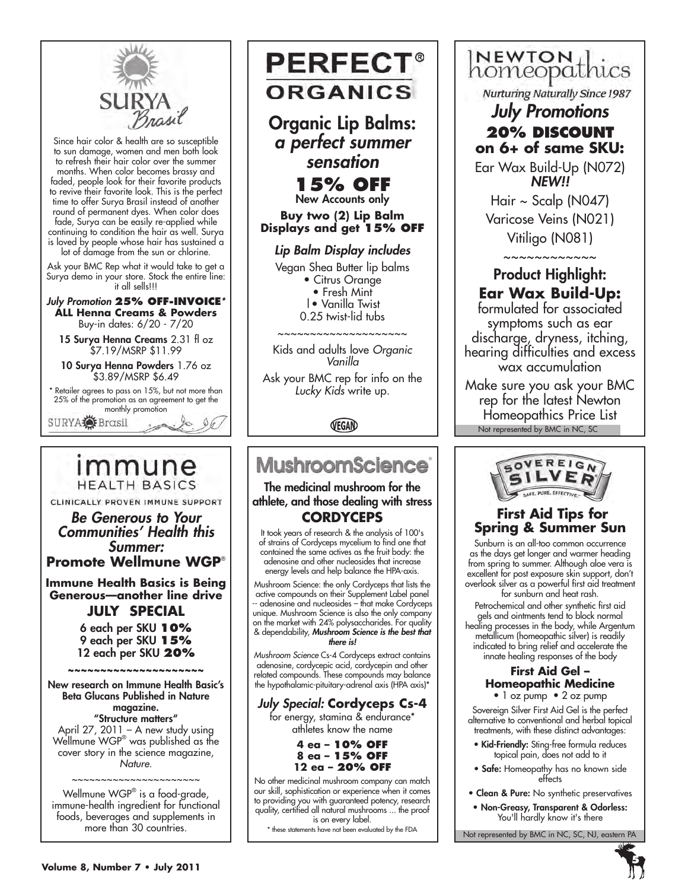## SURYA Brasil

Since hair color & health are so susceptible to sun damage, women and men both look to refresh their hair color over the summer months. When color becomes brassy and faded, people look for their favorite products to revive their favorite look. This is the perfect time to offer Surya Brasil instead of another round of permanent dyes. When color does fade, Surya can be easily re-applied while continuing to condition the hair as well. Surya is loved by people whose hair has sustained a lot of damage from the sun or chlorine.

Ask your BMC Rep what it would take to get a Surya demo in your store. Stock the entire line: it all sells!!!

*July Promotion* **25% OFF-INVOICE***
**ALL Henna Creams & Powders**
Buy-in dates: 6/20 - 7/20

15 Surya Henna Creams 2.31 fl oz
$7.19/MSRP $11.99

10 Surya Henna Powders 1.76 oz
$3.89/MSRP $6.49

* Retailer agrees to pass on 15%, but not more than 25% of the promotion as an agreement to get the monthly promotion

SURYA Brasil

## PERFECT® ORGANICS

### Organic Lip Balms: *a perfect summer sensation*

**15% OFF**
New Accounts only

**Buy two (2) Lip Balm Displays and get 15% OFF**

*Lip Balm Display includes*

Vegan Shea Butter lip balms
- Citrus Orange
- Fresh Mint
- Vanilla Twist

0.25 twist-lid tubs

~~~~~~~~~~~~~~~~~~~~

Kids and adults love *Organic Vanilla*

Ask your BMC rep for info on the *Lucky Kids* write up.

VEGAN

## NEWTON homeopathics

*Nurturing Naturally Since 1987*

### *July Promotions*

**20% DISCOUNT on 6+ of same SKU:**

Ear Wax Build-Up (N072) ***NEW!!***

Hair ~ Scalp (N047)

Varicose Veins (N021)

Vitiligo (N081)

~~~~~~~~~~~~~

### Product Highlight:

**Ear Wax Build-Up:**
formulated for associated symptoms such as ear discharge, dryness, itching, hearing difficulties and excess wax accumulation

Make sure you ask your BMC rep for the latest Newton Homeopathics Price List

Not represented by BMC in NC, SC

## immune HEALTH BASICS

CLINICALLY PROVEN IMMUNE SUPPORT

### *Be Generous to Your Communities' Health this Summer:*
**Promote Wellmune WGP®**

**Immune Health Basics is Being Generous—another line drive**

**JULY SPECIAL**

6 each per SKU **10%**
9 each per SKU **15%**
12 each per SKU **20%**

~~~~~~~~~~~~~~~~~~~~~

**New research on Immune Health Basic's Beta Glucans Published in Nature magazine.**
**"Structure matters"**

April 27, 2011 – A new study using Wellmune WGP® was published as the cover story in the science magazine, *Nature.*

~~~~~~~~~~~~~~~~~~~~~

Wellmune WGP® is a food-grade, immune-health ingredient for functional foods, beverages and supplements in more than 30 countries.

## MushroomScience®

**The medicinal mushroom for the athlete, and those dealing with stress**
**CORDYCEPS**

It took years of research & the analysis of 100's of strains of Cordyceps mycelium to find one that contained the same actives as the fruit body: the adenosine and other nucleosides that increase energy levels and help balance the HPA-axis.

Mushroom Science: the only Cordyceps that lists the active compounds on their Supplement Label panel -- adenosine and nucleosides – that make Cordyceps unique. Mushroom Science is also the only company on the market with 24% polysaccharides. For quality & dependability, ***Mushroom Science is the best that there is!***

*Mushroom Science* Cs-4 Cordyceps extract contains adenosine, cordycepic acid, cordycepin and other related compounds. These compounds may balance the hypothalamic-pituitary-adrenal axis (HPA axis)*

*July Special:* **Cordyceps Cs-4**
for energy, stamina & endurance* athletes know the name

**4 ea – 10% OFF**
**8 ea – 15% OFF**
**12 ea – 20% OFF**

No other medicinal mushroom company can match our skill, sophistication or experience when it comes to providing you with guaranteed potency, research quality, certified all natural mushrooms ... the proof is on every label.

* these statements have not been evaluated by the FDA

## SOVEREIGN SILVER

SAFE. PURE. EFFECTIVE.

### First Aid Tips for Spring & Summer Sun

Sunburn is an all-too common occurrence as the days get longer and warmer heading from spring to summer. Although aloe vera is excellent for post exposure skin support, don't overlook silver as a powerful first aid treatment for sunburn and heat rash.

Petrochemical and other synthetic first aid gels and ointments tend to block normal healing processes in the body, while Argentum metallicum (homeopathic silver) is readily indicated to bring relief and accelerate the innate healing responses of the body

**First Aid Gel – Homeopathic Medicine**
- 1 oz pump
- 2 oz pump

Sovereign Silver First Aid Gel is the perfect alternative to conventional and herbal topical treatments, with these distinct advantages:

- **Kid-Friendly:** Sting-free formula reduces topical pain, does not add to it
- **Safe:** Homeopathy has no known side effects
- **Clean & Pure:** No synthetic preservatives
- **Non-Greasy, Transparent & Odorless:** You'll hardly know it's there

Not represented by BMC in NC, SC, NJ, eastern PA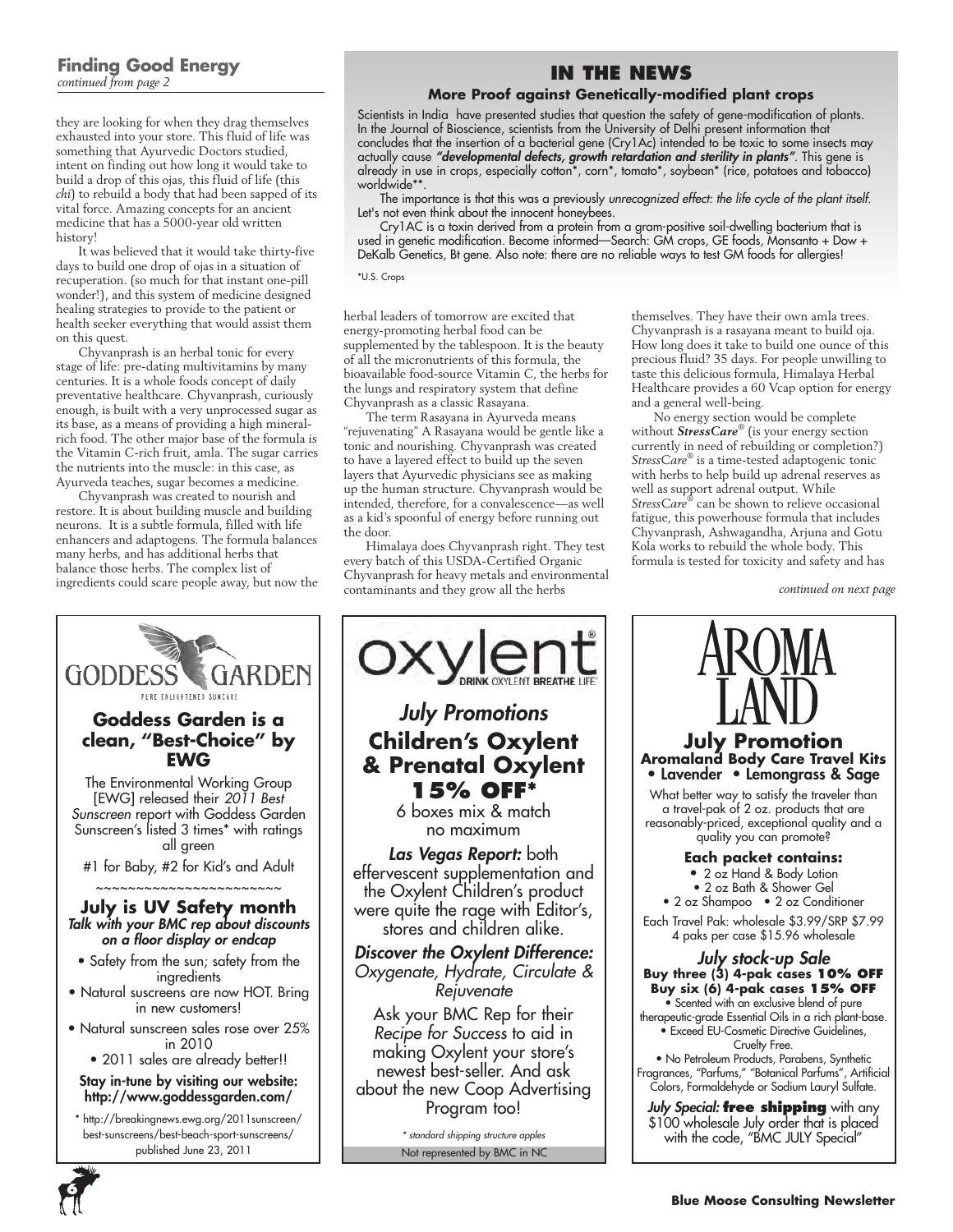## Finding Good Energy

*continued from page 2*

they are looking for when they drag themselves exhausted into your store. This fluid of life was something that Ayurvedic Doctors studied, intent on finding out how long it would take to build a drop of this ojas, this fluid of life (this *chi*) to rebuild a body that had been sapped of its vital force. Amazing concepts for an ancient medicine that has a 5000-year old written history!

It was believed that it would take thirty-five days to build one drop of ojas in a situation of recuperation. (so much for that instant one-pill wonder!), and this system of medicine designed healing strategies to provide to the patient or health seeker everything that would assist them on this quest.

Chyvanprash is an herbal tonic for every stage of life: pre-dating multivitamins by many centuries. It is a whole foods concept of daily preventative healthcare. Chyvanprash, curiously enough, is built with a very unprocessed sugar as its base, as a means of providing a high mineral-rich food. The other major base of the formula is the Vitamin C-rich fruit, amla. The sugar carries the nutrients into the muscle: in this case, as Ayurveda teaches, sugar becomes a medicine.

Chyvanprash was created to nourish and restore. It is about building muscle and building neurons. It is a subtle formula, filled with life enhancers and adaptogens. The formula balances many herbs, and has additional herbs that balance those herbs. The complex list of ingredients could scare people away, but now the herbal leaders of tomorrow are excited that energy-promoting herbal food can be supplemented by the tablespoon. It is the beauty of all the micronutrients of this formula, the bioavailable food-source Vitamin C, the herbs for the lungs and respiratory system that define Chyvanprash as a classic Rasayana.

The term Rasayana in Ayurveda means "rejuvenating" A Rasayana would be gentle like a tonic and nourishing. Chyvanprash was created to have a layered effect to build up the seven layers that Ayurvedic physicians see as making up the human structure. Chyvanprash would be intended, therefore, for a convalescence—as well as a kid's spoonful of energy before running out the door.

Himalaya does Chyvanprash right. They test every batch of this USDA-Certified Organic Chyvanprash for heavy metals and environmental contaminants and they grow all the herbs themselves. They have their own amla trees. Chyvanprash is a rasayana meant to build oja. How long does it take to build one ounce of this precious fluid? 35 days. For people unwilling to taste this delicious formula, Himalaya Herbal Healthcare provides a 60 Vcap option for energy and a general well-being.

No energy section would be complete without ***StressCare***® (is your energy section currently in need of rebuilding or completion?) *StressCare*® is a time-tested adaptogenic tonic with herbs to help build up adrenal reserves as well as support adrenal output. While *StressCare*® can be shown to relieve occasional fatigue, this powerhouse formula that includes Chyvanprash, Ashwagandha, Arjuna and Gotu Kola works to rebuild the whole body. This formula is tested for toxicity and safety and has

*continued on next page*

## IN THE NEWS

### More Proof against Genetically-modified plant crops

Scientists in India have presented studies that question the safety of gene-modification of plants. In the Journal of Bioscience, scientists from the University of Delhi present information that concludes that the insertion of a bacterial gene (Cry1Ac) intended to be toxic to some insects may actually cause ***"developmental defects, growth retardation and sterility in plants"***. This gene is already in use in crops, especially cotton*, corn*, tomato*, soybean* (rice, potatoes and tobacco) worldwide**.

The importance is that this was a previously *unrecognized effect: the life cycle of the plant itself.* Let's not even think about the innocent honeybees.

Cry1AC is a toxin derived from a protein from a gram-positive soil-dwelling bacterium that is used in genetic modification. Become informed—Search: GM crops, GE foods, Monsanto + Dow + DeKalb Genetics, Bt gene. Also note: there are no reliable ways to test GM foods for allergies!

*U.S. Crops

---

GODDESS GARDEN
PURE ENLIGHTENED SUNCARE

### Goddess Garden is a clean, "Best-Choice" by EWG

The Environmental Working Group [EWG] released their *2011 Best Sunscreen* report with Goddess Garden Sunscreen's listed 3 times* with ratings all green

#1 for Baby, #2 for Kid's and Adult

~~~~~~~~~~~~~~~~~~~~~~~

### July is UV Safety month

***Talk with your BMC rep about discounts on a floor display or endcap***

- Safety from the sun; safety from the ingredients
- Natural suscreens are now HOT. Bring in new customers!
- Natural sunscreen sales rose over 25% in 2010
- 2011 sales are already better!!

**Stay in-tune by visiting our website: http://www.goddessgarden.com/**

* http://breakingnews.ewg.org/2011sunscreen/best-sunscreens/best-beach-sport-sunscreens/ published June 23, 2011

---

oxylent®
DRINK OXYLENT BREATHE LIFE™

### *July Promotions*

### Children's Oxylent & Prenatal Oxylent 15% OFF*

6 boxes mix & match
no maximum

***Las Vegas Report:*** both effervescent supplementation and the Oxylent Children's product were quite the rage with Editor's, stores and children alike.

***Discover the Oxylent Difference:*** *Oxygenate, Hydrate, Circulate & Rejuvenate*

Ask your BMC Rep for their *Recipe for Success* to aid in making Oxylent your store's newest best-seller. And ask about the new Coop Advertising Program too!

*\* standard shipping structure apples*

Not represented by BMC in NC

---

AROMA LAND

### July Promotion

**Aromaland Body Care Travel Kits**
**• Lavender • Lemongrass & Sage**

What better way to satisfy the traveler than a travel-pak of 2 oz. products that are reasonably-priced, exceptional quality and a quality you can promote?

**Each packet contains:**

- 2 oz Hand & Body Lotion
- 2 oz Bath & Shower Gel
- 2 oz Shampoo • 2 oz Conditioner

Each Travel Pak: wholesale $3.99/SRP $7.99
4 paks per case $15.96 wholesale

### *July stock-up Sale*

**Buy three (3) 4-pak cases 10% OFF**
**Buy six (6) 4-pak cases 15% OFF**

- Scented with an exclusive blend of pure therapeutic-grade Essential Oils in a rich plant-base.
- Exceed EU-Cosmetic Directive Guidelines, Cruelty Free.
- No Petroleum Products, Parabens, Synthetic Fragrances, "Parfums," "Botanical Parfums", Artificial Colors, Formaldehyde or Sodium Lauryl Sulfate.

***July Special:* free shipping** with any $100 wholesale July order that is placed with the code, "BMC JULY Special"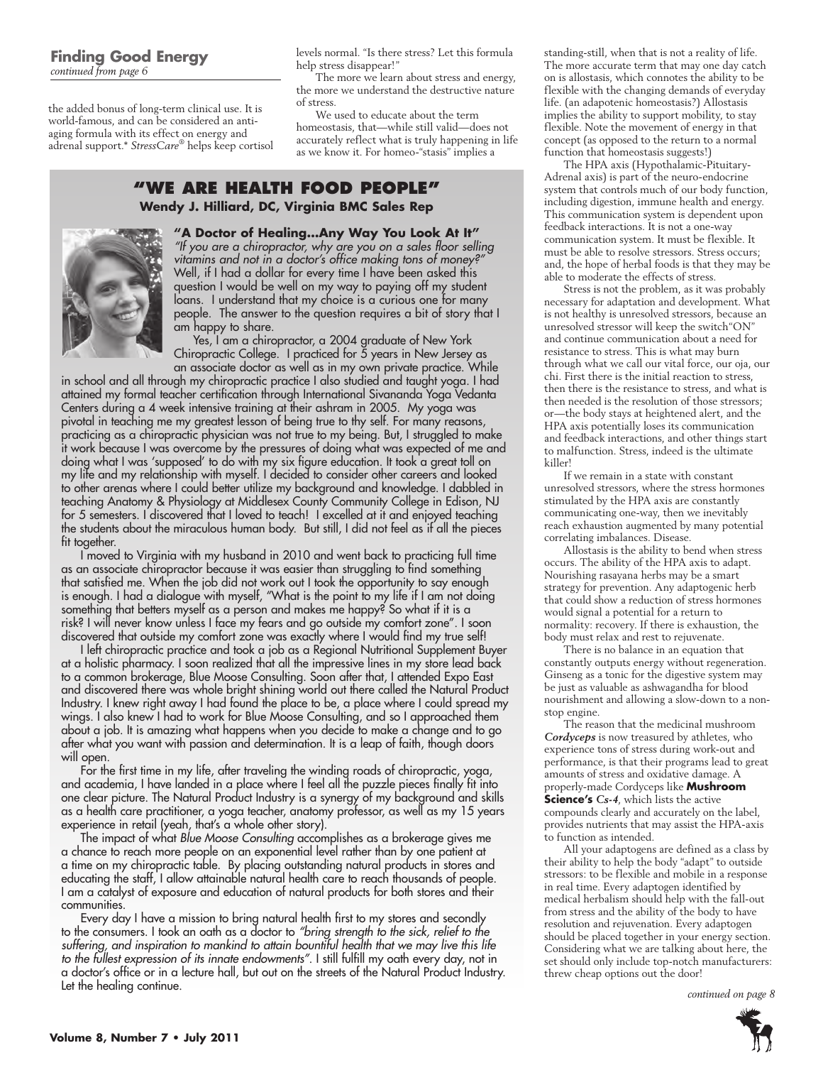## Finding Good Energy

*continued from page 6*

the added bonus of long-term clinical use. It is world-famous, and can be considered an anti-aging formula with its effect on energy and adrenal support.* *StressCare®* helps keep cortisol levels normal. "Is there stress? Let this formula help stress disappear!"

The more we learn about stress and energy, the more we understand the destructive nature of stress.

We used to educate about the term homeostasis, that—while still valid—does not accurately reflect what is truly happening in life as we know it. For homeo-"stasis" implies a standing-still, when that is not a reality of life. The more accurate term that may one day catch on is allostasis, which connotes the ability to be flexible with the changing demands of everyday life. (an adaptogenic homeostasis?) Allostasis implies the ability to support mobility, to stay flexible. Note the movement of energy in that concept (as opposed to the return to a normal function that homeostasis suggests!)

The HPA axis (Hypothalamic-Pituitary-Adrenal axis) is part of the neuro-endocrine system that controls much of our body function, including digestion, immune health and energy. This communication system is dependent upon feedback interactions. It is not a one-way communication system. It must be flexible. It must be able to resolve stressors. Stress occurs; and, the hope of herbal foods is that they may be able to moderate the effects of stress.

Stress is not the problem, as it was probably necessary for adaptation and development. What is not healthy is unresolved stressors, because an unresolved stressor will keep the switch"ON" and continue communication about a need for resistance to stress. This is what may burn through what we call our vital force, our oja, our chi. First there is the initial reaction to stress, then there is the resistance to stress, and what is then needed is the resolution of those stressors; or—the body stays at heightened alert, and the HPA axis potentially loses its communication and feedback interactions, and other things start to malfunction. Stress, indeed is the ultimate killer!

If we remain in a state with constant unresolved stressors, where the stress hormones stimulated by the HPA axis are constantly communicating one-way, then we inevitably reach exhaustion augmented by many potential correlating imbalances. Disease.

Allostasis is the ability to bend when stress occurs. The ability of the HPA axis to adapt. Nourishing rasayana herbs may be a smart strategy for prevention. Any adaptogenic herb that could show a reduction of stress hormones would signal a potential for a return to normality: recovery. If there is exhaustion, the body must relax and rest to rejuvenate.

There is no balance in an equation that constantly outputs energy without regeneration. Ginseng as a tonic for the digestive system may be just as valuable as ashwagandha for blood nourishment and allowing a slow-down to a non-stop engine.

The reason that the medicinal mushroom ***Cordyceps*** is now treasured by athletes, who experience tons of stress during work-out and performance, is that their programs lead to great amounts of stress and oxidative damage. A properly-made Cordyceps like **Mushroom Science's** ***Cs-4***, which lists the active compounds clearly and accurately on the label, provides nutrients that may assist the HPA-axis to function as intended.

All your adaptogens are defined as a class by their ability to help the body "adapt" to outside stressors: to be flexible and mobile in a response in real time. Every adaptogen identified by medical herbalism should help with the fall-out from stress and the ability of the body to have resolution and rejuvenation. Every adaptogen should be placed together in your energy section. Considering what we are talking about here, the set should only include top-notch manufacturers: threw cheap options out the door!

*continued on page 8*

## "WE ARE HEALTH FOOD PEOPLE"

**Wendy J. Hilliard, DC, Virginia BMC Sales Rep**

### "A Doctor of Healing...Any Way You Look At It"

*"If you are a chiropractor, why are you on a sales floor selling vitamins and not in a doctor's office making tons of money?"* Well, if I had a dollar for every time I have been asked this question I would be well on my way to paying off my student loans. I understand that my choice is a curious one for many people. The answer to the question requires a bit of story that I am happy to share.

Yes, I am a chiropractor, a 2004 graduate of New York Chiropractic College. I practiced for 5 years in New Jersey as an associate doctor as well as in my own private practice. While in school and all through my chiropractic practice I also studied and taught yoga. I had attained my formal teacher certification through International Sivananda Yoga Vedanta Centers during a 4 week intensive training at their ashram in 2005. My yoga was pivotal in teaching me my greatest lesson of being true to thy self. For many reasons, practicing as a chiropractic physician was not true to my being. But, I struggled to make it work because I was overcome by the pressures of doing what was expected of me and doing what I was 'supposed' to do with my six figure education. It took a great toll on my life and my relationship with myself. I decided to consider other careers and looked to other arenas where I could better utilize my background and knowledge. I dabbled in teaching Anatomy & Physiology at Middlesex County Community College in Edison, NJ for 5 semesters. I discovered that I loved to teach! I excelled at it and enjoyed teaching the students about the miraculous human body. But still, I did not feel as if all the pieces fit together.

I moved to Virginia with my husband in 2010 and went back to practicing full time as an associate chiropractor because it was easier than struggling to find something that satisfied me. When the job did not work out I took the opportunity to say enough is enough. I had a dialogue with myself, "What is the point to my life if I am not doing something that betters myself as a person and makes me happy? So what if it is a risk? I will never know unless I face my fears and go outside my comfort zone". I soon discovered that outside my comfort zone was exactly where I would find my true self!

I left chiropractic practice and took a job as a Regional Nutritional Supplement Buyer at a holistic pharmacy. I soon realized that all the impressive lines in my store lead back to a common brokerage, Blue Moose Consulting. Soon after that, I attended Expo East and discovered there was whole bright shining world out there called the Natural Product Industry. I knew right away I had found the place to be, a place where I could spread my wings. I also knew I had to work for Blue Moose Consulting, and so I approached them about a job. It is amazing what happens when you decide to make a change and to go after what you want with passion and determination. It is a leap of faith, though doors will open.

For the first time in my life, after traveling the winding roads of chiropractic, yoga, and academia, I have landed in a place where I feel all the puzzle pieces finally fit into one clear picture. The Natural Product Industry is a synergy of my background and skills as a health care practitioner, a yoga teacher, anatomy professor, as well as my 15 years experience in retail (yeah, that's a whole other story).

The impact of what *Blue Moose Consulting* accomplishes as a brokerage gives me a chance to reach more people on an exponential level rather than by one patient at a time on my chiropractic table. By placing outstanding natural products in stores and educating the staff, I allow attainable natural health care to reach thousands of people. I am a catalyst of exposure and education of natural products for both stores and their communities.

Every day I have a mission to bring natural health first to my stores and secondly to the consumers. I took an oath as a doctor to *"bring strength to the sick, relief to the suffering, and inspiration to mankind to attain bountiful health that we may live this life to the fullest expression of its innate endowments"*. I still fulfill my oath every day, not in a doctor's office or in a lecture hall, but out on the streets of the Natural Product Industry. Let the healing continue.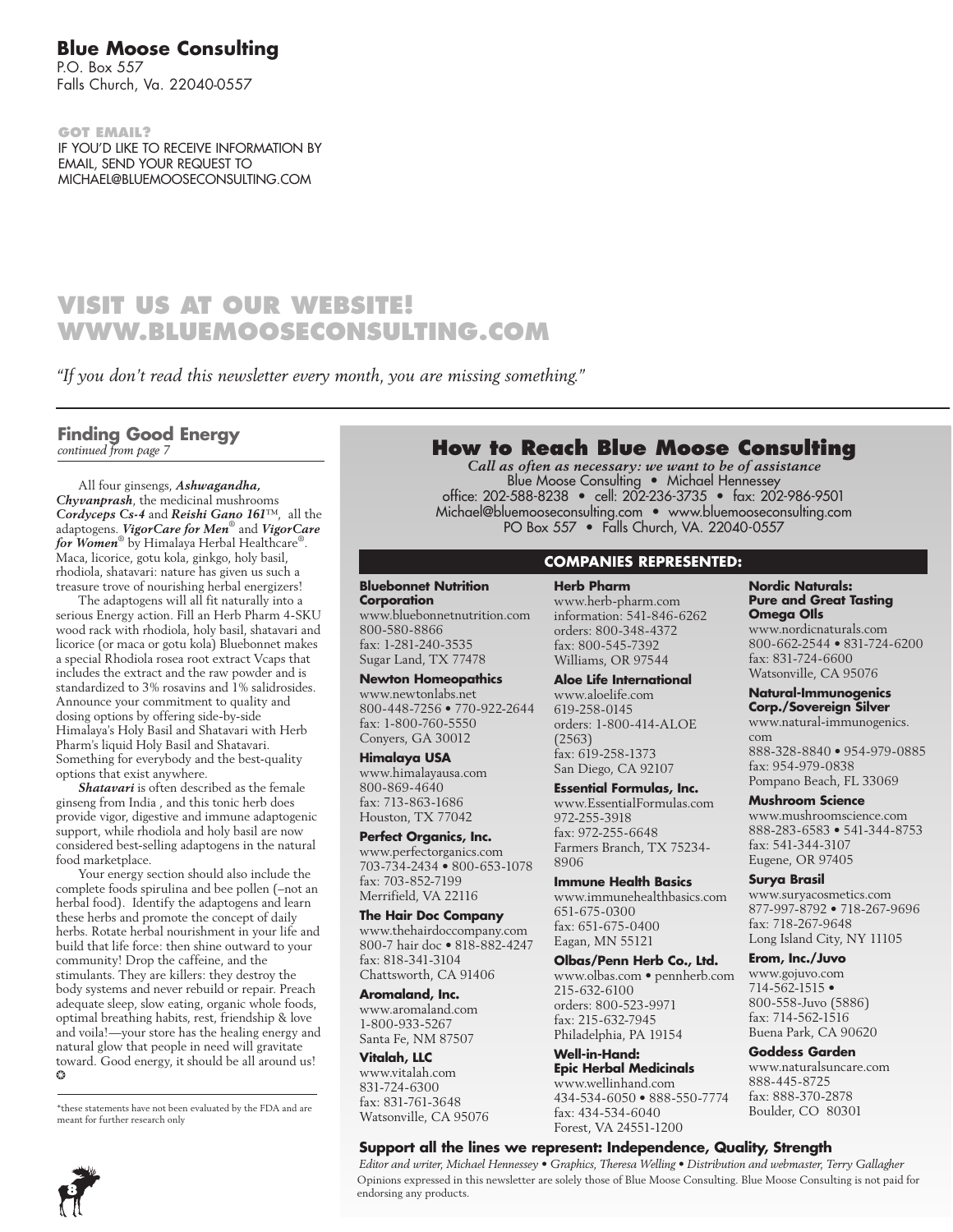## Blue Moose Consulting

P.O. Box 557
Falls Church, Va. 22040-0557

**GOT EMAIL?**
IF YOU'D LIKE TO RECEIVE INFORMATION BY EMAIL, SEND YOUR REQUEST TO MICHAEL@BLUEMOOSECONSULTING.COM

# VISIT US AT OUR WEBSITE! WWW.BLUEMOOSECONSULTING.COM

*"If you don't read this newsletter every month, you are missing something."*

### Finding Good Energy

*continued from page 7*

All four ginsengs, ***Ashwagandha, Chyvanprash***, the medicinal mushrooms ***Cordyceps Cs-4*** and ***Reishi Gano 161***™, all the adaptogens. ***VigorCare for Men***® and ***VigorCare for Women***® by Himalaya Herbal Healthcare®. Maca, licorice, gotu kola, ginkgo, holy basil, rhodiola, shatavari: nature has given us such a treasure trove of nourishing herbal energizers!

The adaptogens will all fit naturally into a serious Energy action. Fill an Herb Pharm 4-SKU wood rack with rhodiola, holy basil, shatavari and licorice (or maca or gotu kola) Bluebonnet makes a special Rhodiola rosea root extract Vcaps that includes the extract and the raw powder and is standardized to 3% rosavins and 1% salidrosides. Announce your commitment to quality and dosing options by offering side-by-side Himalaya's Holy Basil and Shatavari with Herb Pharm's liquid Holy Basil and Shatavari. Something for everybody and the best-quality options that exist anywhere.

***Shatavari*** is often described as the female ginseng from India , and this tonic herb does provide vigor, digestive and immune adaptogenic support, while rhodiola and holy basil are now considered best-selling adaptogens in the natural food marketplace.

Your energy section should also include the complete foods spirulina and bee pollen (–not an herbal food). Identify the adaptogens and learn these herbs and promote the concept of daily herbs. Rotate herbal nourishment in your life and build that life force: then shine outward to your community! Drop the caffeine, and the stimulants. They are killers: they destroy the body systems and never rebuild or repair. Preach adequate sleep, slow eating, organic whole foods, optimal breathing habits, rest, friendship & love and voila!—your store has the healing energy and natural glow that people in need will gravitate toward. Good energy, it should be all around us! ✪

*these statements have not been evaluated by the FDA and are meant for further research only

## How to Reach Blue Moose Consulting

***Call as often as necessary: we want to be of assistance***
Blue Moose Consulting • Michael Hennessey
office: 202-588-8238 • cell: 202-236-3735 • fax: 202-986-9501
Michael@bluemooseconsulting.com • www.bluemooseconsulting.com
PO Box 557 • Falls Church, VA. 22040-0557

### COMPANIES REPRESENTED:

**Bluebonnet Nutrition Corporation**
www.bluebonnetnutrition.com
800-580-8866
fax: 1-281-240-3535
Sugar Land, TX 77478

**Newton Homeopathics**
www.newtonlabs.net
800-448-7256 • 770-922-2644
fax: 1-800-760-5550
Conyers, GA 30012

**Himalaya USA**
www.himalayausa.com
800-869-4640
fax: 713-863-1686
Houston, TX 77042

**Perfect Organics, Inc.**
www.perfectorganics.com
703-734-2434 • 800-653-1078
fax: 703-852-7199
Merrifield, VA 22116

**The Hair Doc Company**
www.thehairdoccompany.com
800-7 hair doc • 818-882-4247
fax: 818-341-3104
Chattsworth, CA 91406

**Aromaland, Inc.**
www.aromaland.com
1-800-933-5267
Santa Fe, NM 87507

**Vitalah, LLC**
www.vitalah.com
831-724-6300
fax: 831-761-3648
Watsonville, CA 95076

**Herb Pharm**
www.herb-pharm.com
information: 541-846-6262
orders: 800-348-4372
fax: 800-545-7392
Williams, OR 97544

**Aloe Life International**
www.aloelife.com
619-258-0145
orders: 1-800-414-ALOE (2563)
fax: 619-258-1373
San Diego, CA 92107

**Essential Formulas, Inc.**
www.EssentialFormulas.com
972-255-3918
fax: 972-255-6648
Farmers Branch, TX 75234-8906

**Immune Health Basics**
www.immunehealthbasics.com
651-675-0300
fax: 651-675-0400
Eagan, MN 55121

**Olbas/Penn Herb Co., Ltd.**
www.olbas.com • pennherb.com
215-632-6100
orders: 800-523-9971
fax: 215-632-7945
Philadelphia, PA 19154

**Well-in-Hand: Epic Herbal Medicinals**
www.wellinhand.com
434-534-6050 • 888-550-7774
fax: 434-534-6040
Forest, VA 24551-1200

**Nordic Naturals: Pure and Great Tasting Omega OIls**
www.nordicnaturals.com
800-662-2544 • 831-724-6200
fax: 831-724-6600
Watsonville, CA 95076

**Natural-Immunogenics Corp./Sovereign Silver**
www.natural-immunogenics.com
888-328-8840 • 954-979-0885
fax: 954-979-0838
Pompano Beach, FL 33069

**Mushroom Science**
www.mushroomscience.com
888-283-6583 • 541-344-8753
fax: 541-344-3107
Eugene, OR 97405

**Surya Brasil**
www.suryacosmetics.com
877-997-8792 • 718-267-9696
fax: 718-267-9648
Long Island City, NY 11105

**Erom, Inc./Juvo**
www.gojuvo.com
714-562-1515 •
800-558-Juvo (5886)
fax: 714-562-1516
Buena Park, CA 90620

**Goddess Garden**
www.naturalsuncare.com
888-445-8725
fax: 888-370-2878
Boulder, CO 80301

**Support all the lines we represent: Independence, Quality, Strength**

*Editor and writer, Michael Hennessey • Graphics, Theresa Welling • Distribution and webmaster, Terry Gallagher*
Opinions expressed in this newsletter are solely those of Blue Moose Consulting. Blue Moose Consulting is not paid for endorsing any products.